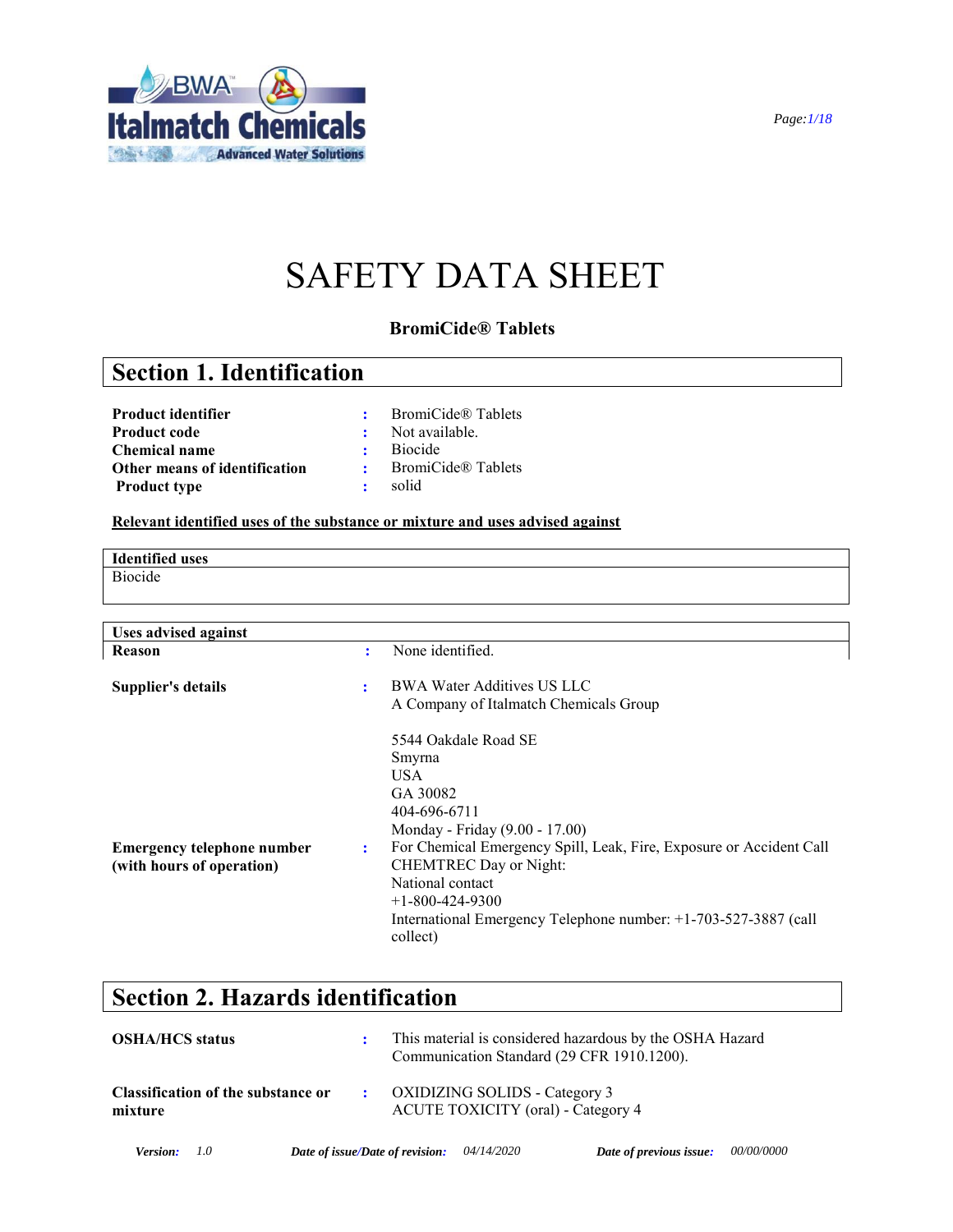# SAFETY DATA SHEET

**BromiCide® Tablets**

## Section 1. Identification

| | | |
|---|---|---|
| **Product identifier** | : | BromiCide® Tablets |
| **Product code** | : | Not available. |
| **Chemical name** | : | Biocide |
| **Other means of identification** | : | BromiCide® Tablets |
| **Product type** | : | solid |

**Relevant identified uses of the substance or mixture and uses advised against**

| Identified uses |
|---|
| Biocide |

| Uses advised against | | |
|---|---|---|
| **Reason** | : | None identified. |

**Supplier's details** : BWA Water Additives US LLC
A Company of Italmatch Chemicals Group

5544 Oakdale Road SE
Smyrna
USA
GA 30082
404-696-6711
Monday - Friday (9.00 - 17.00)

**Emergency telephone number (with hours of operation)** : For Chemical Emergency Spill, Leak, Fire, Exposure or Accident Call CHEMTREC Day or Night:
National contact
+1-800-424-9300
International Emergency Telephone number: +1-703-527-3887 (call collect)

## Section 2. Hazards identification

| | | |
|---|---|---|
| **OSHA/HCS status** | : | This material is considered hazardous by the OSHA Hazard Communication Standard (29 CFR 1910.1200). |
| **Classification of the substance or mixture** | : | OXIDIZING SOLIDS - Category 3<br>ACUTE TOXICITY (oral) - Category 4 |

*Version:* 1.0 *Date of issue/Date of revision:* 04/14/2020 *Date of previous issue:* 00/00/0000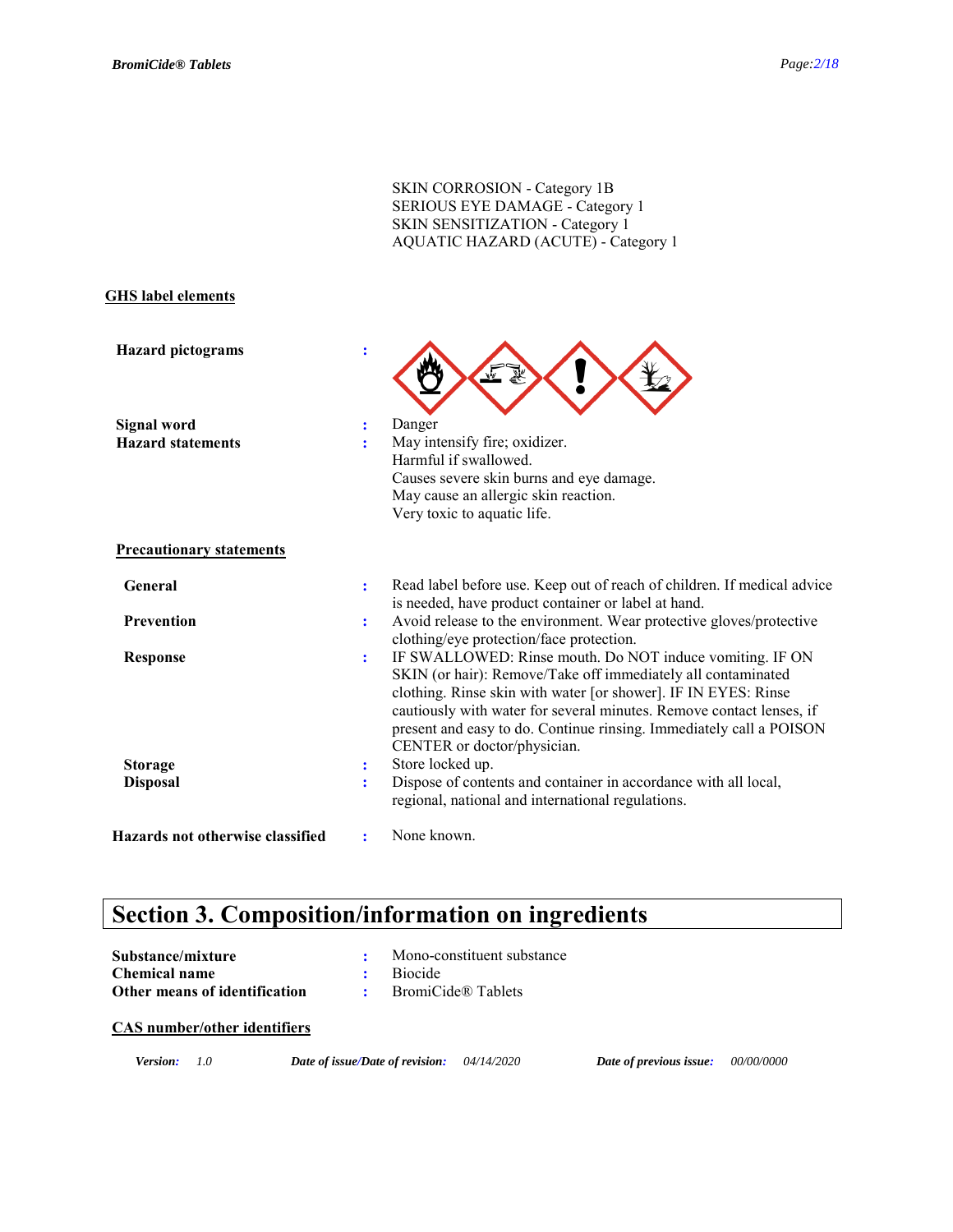SKIN CORROSION - Category 1B
SERIOUS EYE DAMAGE - Category 1
SKIN SENSITIZATION - Category 1
AQUATIC HAZARD (ACUTE) - Category 1

### GHS label elements

**Hazard pictograms** :

**Signal word** : Danger

**Hazard statements** : May intensify fire; oxidizer.
Harmful if swallowed.
Causes severe skin burns and eye damage.
May cause an allergic skin reaction.
Very toxic to aquatic life.

### Precautionary statements

**General** : Read label before use. Keep out of reach of children. If medical advice is needed, have product container or label at hand.

**Prevention** : Avoid release to the environment. Wear protective gloves/protective clothing/eye protection/face protection.

**Response** : IF SWALLOWED: Rinse mouth. Do NOT induce vomiting. IF ON SKIN (or hair): Remove/Take off immediately all contaminated clothing. Rinse skin with water [or shower]. IF IN EYES: Rinse cautiously with water for several minutes. Remove contact lenses, if present and easy to do. Continue rinsing. Immediately call a POISON CENTER or doctor/physician.

**Storage** : Store locked up.

**Disposal** : Dispose of contents and container in accordance with all local, regional, national and international regulations.

**Hazards not otherwise classified** : None known.

# Section 3. Composition/information on ingredients

**Substance/mixture** : Mono-constituent substance
**Chemical name** : Biocide
**Other means of identification** : BromiCide® Tablets

### CAS number/other identifiers

*Version: 1.0* *Date of issue/Date of revision: 04/14/2020* *Date of previous issue: 00/00/0000*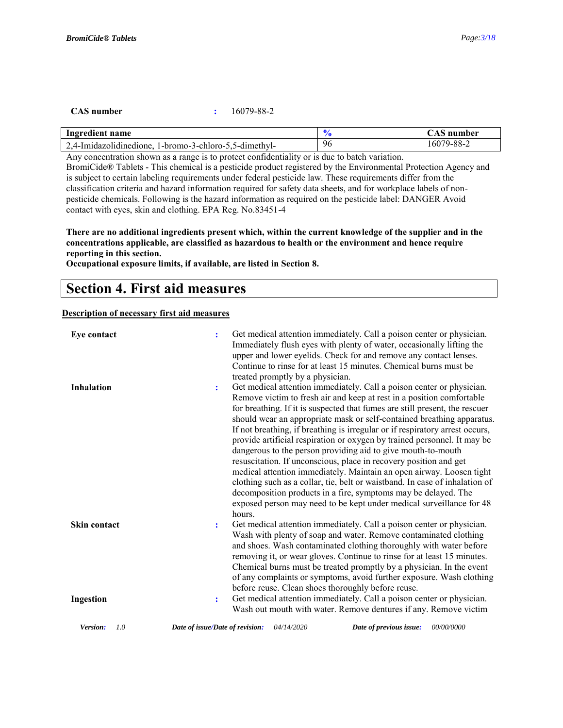**CAS number** : 16079-88-2

| Ingredient name | % | CAS number |
|---|---|---|
| 2,4-Imidazolidinedione, 1-bromo-3-chloro-5,5-dimethyl- | 96 | 16079-88-2 |

Any concentration shown as a range is to protect confidentiality or is due to batch variation.
BromiCide® Tablets - This chemical is a pesticide product registered by the Environmental Protection Agency and is subject to certain labeling requirements under federal pesticide law. These requirements differ from the classification criteria and hazard information required for safety data sheets, and for workplace labels of non-pesticide chemicals. Following is the hazard information as required on the pesticide label: DANGER Avoid contact with eyes, skin and clothing. EPA Reg. No.83451-4

**There are no additional ingredients present which, within the current knowledge of the supplier and in the concentrations applicable, are classified as hazardous to health or the environment and hence require reporting in this section.**
**Occupational exposure limits, if available, are listed in Section 8.**

# Section 4. First aid measures

**Description of necessary first aid measures**

**Eye contact** : Get medical attention immediately. Call a poison center or physician. Immediately flush eyes with plenty of water, occasionally lifting the upper and lower eyelids. Check for and remove any contact lenses. Continue to rinse for at least 15 minutes. Chemical burns must be treated promptly by a physician.

**Inhalation** : Get medical attention immediately. Call a poison center or physician. Remove victim to fresh air and keep at rest in a position comfortable for breathing. If it is suspected that fumes are still present, the rescuer should wear an appropriate mask or self-contained breathing apparatus. If not breathing, if breathing is irregular or if respiratory arrest occurs, provide artificial respiration or oxygen by trained personnel. It may be dangerous to the person providing aid to give mouth-to-mouth resuscitation. If unconscious, place in recovery position and get medical attention immediately. Maintain an open airway. Loosen tight clothing such as a collar, tie, belt or waistband. In case of inhalation of decomposition products in a fire, symptoms may be delayed. The exposed person may need to be kept under medical surveillance for 48 hours.

**Skin contact** : Get medical attention immediately. Call a poison center or physician. Wash with plenty of soap and water. Remove contaminated clothing and shoes. Wash contaminated clothing thoroughly with water before removing it, or wear gloves. Continue to rinse for at least 15 minutes. Chemical burns must be treated promptly by a physician. In the event of any complaints or symptoms, avoid further exposure. Wash clothing before reuse. Clean shoes thoroughly before reuse.

**Ingestion** : Get medical attention immediately. Call a poison center or physician. Wash out mouth with water. Remove dentures if any. Remove victim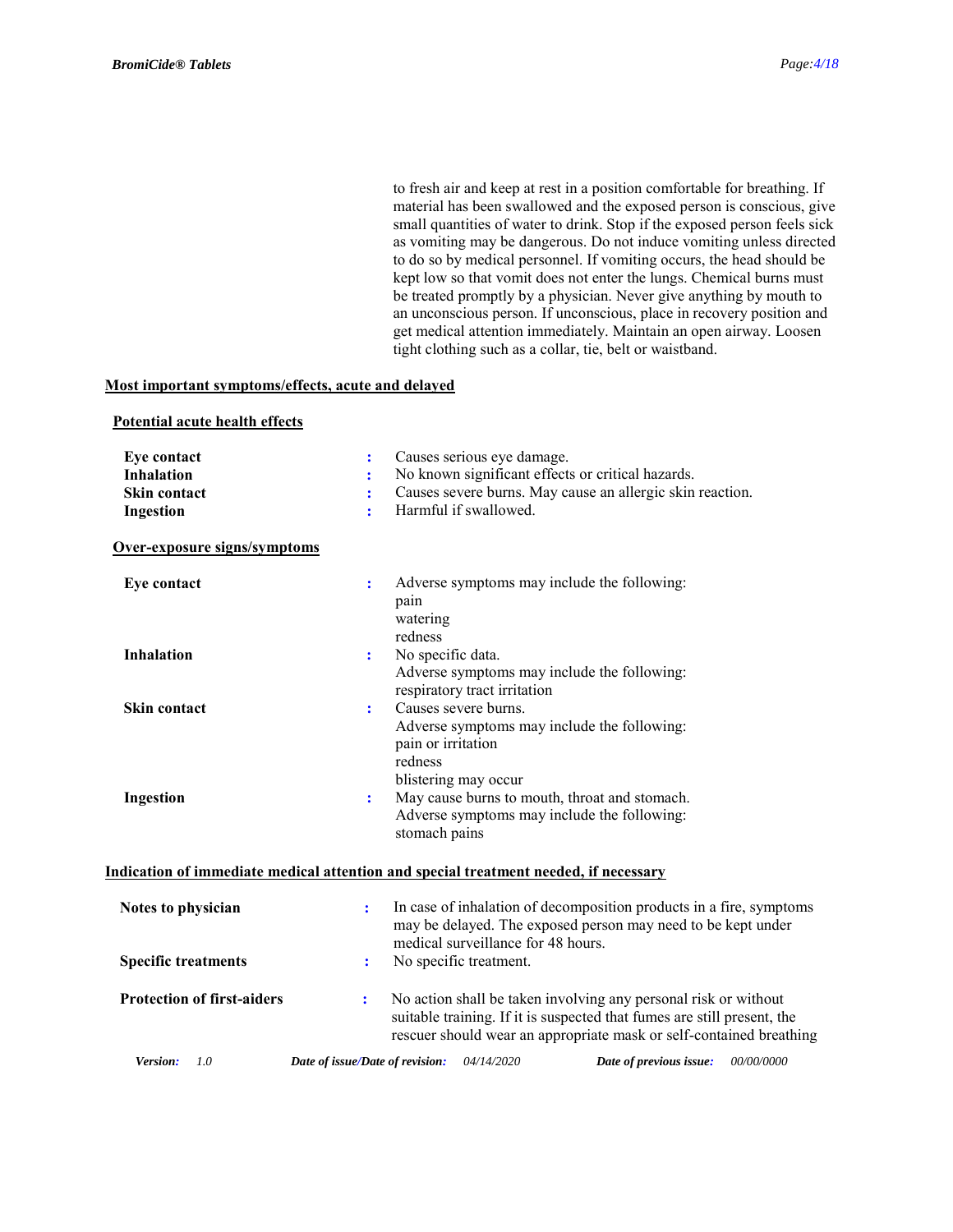to fresh air and keep at rest in a position comfortable for breathing. If material has been swallowed and the exposed person is conscious, give small quantities of water to drink. Stop if the exposed person feels sick as vomiting may be dangerous. Do not induce vomiting unless directed to do so by medical personnel. If vomiting occurs, the head should be kept low so that vomit does not enter the lungs. Chemical burns must be treated promptly by a physician. Never give anything by mouth to an unconscious person. If unconscious, place in recovery position and get medical attention immediately. Maintain an open airway. Loosen tight clothing such as a collar, tie, belt or waistband.

## Most important symptoms/effects, acute and delayed

### Potential acute health effects

**Eye contact** : Causes serious eye damage.

**Inhalation** : No known significant effects or critical hazards.

**Skin contact** : Causes severe burns. May cause an allergic skin reaction.

**Ingestion** : Harmful if swallowed.

### Over-exposure signs/symptoms

**Eye contact** : Adverse symptoms may include the following:
pain
watering
redness

**Inhalation** : No specific data.
Adverse symptoms may include the following:
respiratory tract irritation

**Skin contact** : Causes severe burns.
Adverse symptoms may include the following:
pain or irritation
redness
blistering may occur

**Ingestion** : May cause burns to mouth, throat and stomach.
Adverse symptoms may include the following:
stomach pains

## Indication of immediate medical attention and special treatment needed, if necessary

**Notes to physician** : In case of inhalation of decomposition products in a fire, symptoms may be delayed. The exposed person may need to be kept under medical surveillance for 48 hours.

**Specific treatments** : No specific treatment.

**Protection of first-aiders** : No action shall be taken involving any personal risk or without suitable training. If it is suspected that fumes are still present, the rescuer should wear an appropriate mask or self-contained breathing

*Version: 1.0* *Date of issue/Date of revision: 04/14/2020* *Date of previous issue: 00/00/0000*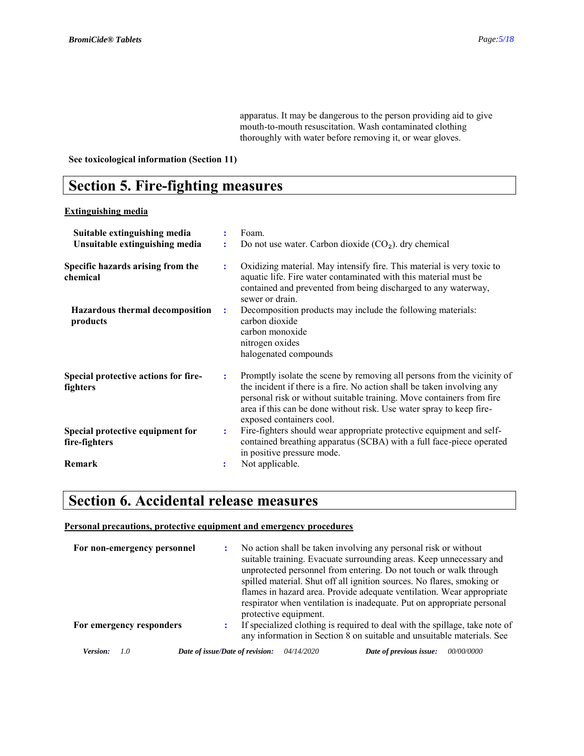apparatus. It may be dangerous to the person providing aid to give mouth-to-mouth resuscitation. Wash contaminated clothing thoroughly with water before removing it, or wear gloves.

**See toxicological information (Section 11)**

## Section 5. Fire-fighting measures

**Extinguishing media**

| | | |
|---|---|---|
| **Suitable extinguishing media** | : | Foam. |
| **Unsuitable extinguishing media** | : | Do not use water. Carbon dioxide ($CO_2$). dry chemical |
| **Specific hazards arising from the chemical** | : | Oxidizing material. May intensify fire. This material is very toxic to aquatic life. Fire water contaminated with this material must be contained and prevented from being discharged to any waterway, sewer or drain. |
| **Hazardous thermal decomposition products** | : | Decomposition products may include the following materials:<br>carbon dioxide<br>carbon monoxide<br>nitrogen oxides<br>halogenated compounds |
| **Special protective actions for fire-fighters** | : | Promptly isolate the scene by removing all persons from the vicinity of the incident if there is a fire. No action shall be taken involving any personal risk or without suitable training. Move containers from fire area if this can be done without risk. Use water spray to keep fire-exposed containers cool. |
| **Special protective equipment for fire-fighters** | : | Fire-fighters should wear appropriate protective equipment and self-contained breathing apparatus (SCBA) with a full face-piece operated in positive pressure mode. |
| **Remark** | : | Not applicable. |

## Section 6. Accidental release measures

**Personal precautions, protective equipment and emergency procedures**

| | | |
|---|---|---|
| **For non-emergency personnel** | : | No action shall be taken involving any personal risk or without suitable training. Evacuate surrounding areas. Keep unnecessary and unprotected personnel from entering. Do not touch or walk through spilled material. Shut off all ignition sources. No flares, smoking or flames in hazard area. Provide adequate ventilation. Wear appropriate respirator when ventilation is inadequate. Put on appropriate personal protective equipment. |
| **For emergency responders** | : | If specialized clothing is required to deal with the spillage, take note of any information in Section 8 on suitable and unsuitable materials. See |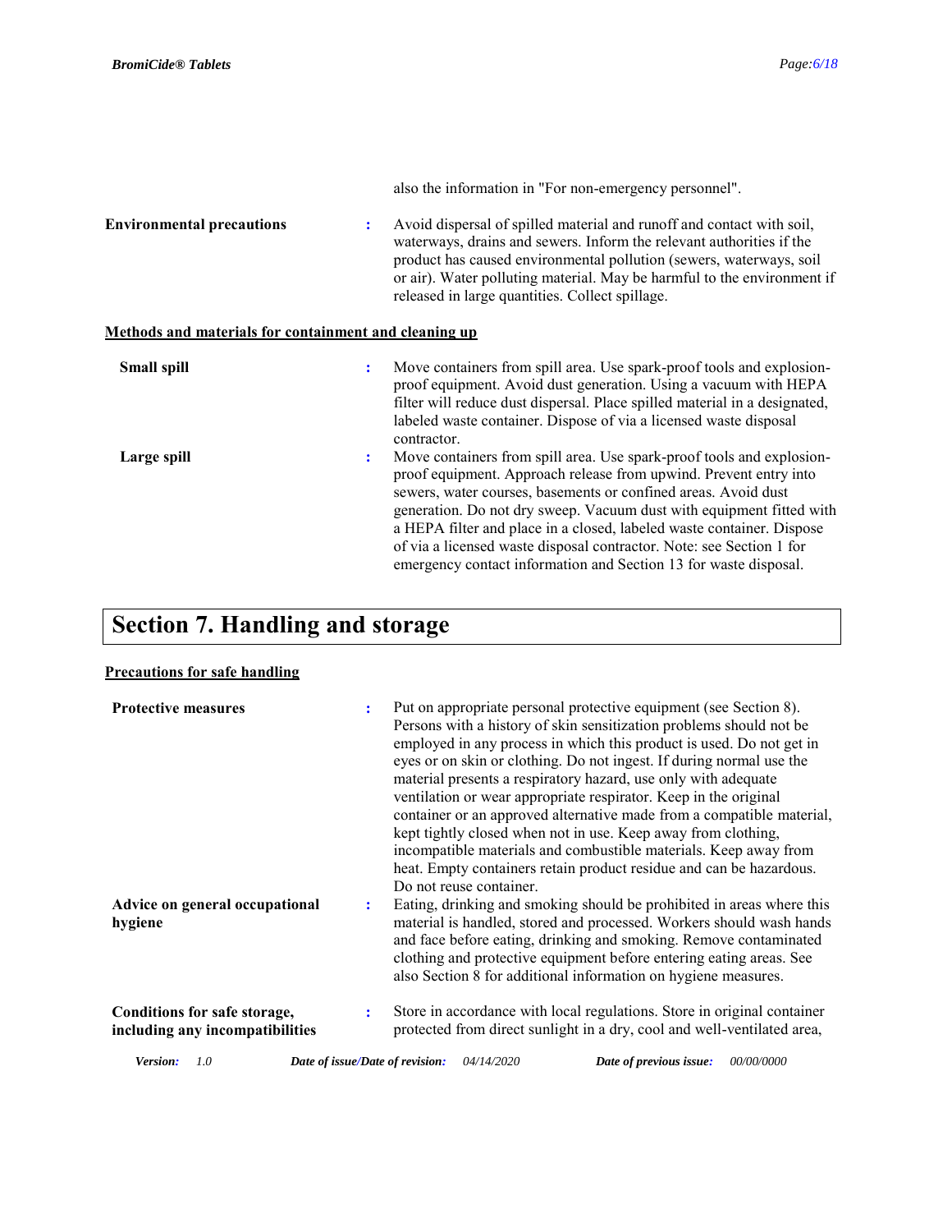also the information in "For non-emergency personnel".

**Environmental precautions** : Avoid dispersal of spilled material and runoff and contact with soil, waterways, drains and sewers. Inform the relevant authorities if the product has caused environmental pollution (sewers, waterways, soil or air). Water polluting material. May be harmful to the environment if released in large quantities. Collect spillage.

**Methods and materials for containment and cleaning up**

**Small spill** : Move containers from spill area. Use spark-proof tools and explosion-proof equipment. Avoid dust generation. Using a vacuum with HEPA filter will reduce dust dispersal. Place spilled material in a designated, labeled waste container. Dispose of via a licensed waste disposal contractor.

**Large spill** : Move containers from spill area. Use spark-proof tools and explosion-proof equipment. Approach release from upwind. Prevent entry into sewers, water courses, basements or confined areas. Avoid dust generation. Do not dry sweep. Vacuum dust with equipment fitted with a HEPA filter and place in a closed, labeled waste container. Dispose of via a licensed waste disposal contractor. Note: see Section 1 for emergency contact information and Section 13 for waste disposal.

# Section 7. Handling and storage

**Precautions for safe handling**

**Protective measures** : Put on appropriate personal protective equipment (see Section 8). Persons with a history of skin sensitization problems should not be employed in any process in which this product is used. Do not get in eyes or on skin or clothing. Do not ingest. If during normal use the material presents a respiratory hazard, use only with adequate ventilation or wear appropriate respirator. Keep in the original container or an approved alternative made from a compatible material, kept tightly closed when not in use. Keep away from clothing, incompatible materials and combustible materials. Keep away from heat. Empty containers retain product residue and can be hazardous. Do not reuse container.

**Advice on general occupational hygiene** : Eating, drinking and smoking should be prohibited in areas where this material is handled, stored and processed. Workers should wash hands and face before eating, drinking and smoking. Remove contaminated clothing and protective equipment before entering eating areas. See also Section 8 for additional information on hygiene measures.

**Conditions for safe storage, including any incompatibilities** : Store in accordance with local regulations. Store in original container protected from direct sunlight in a dry, cool and well-ventilated area,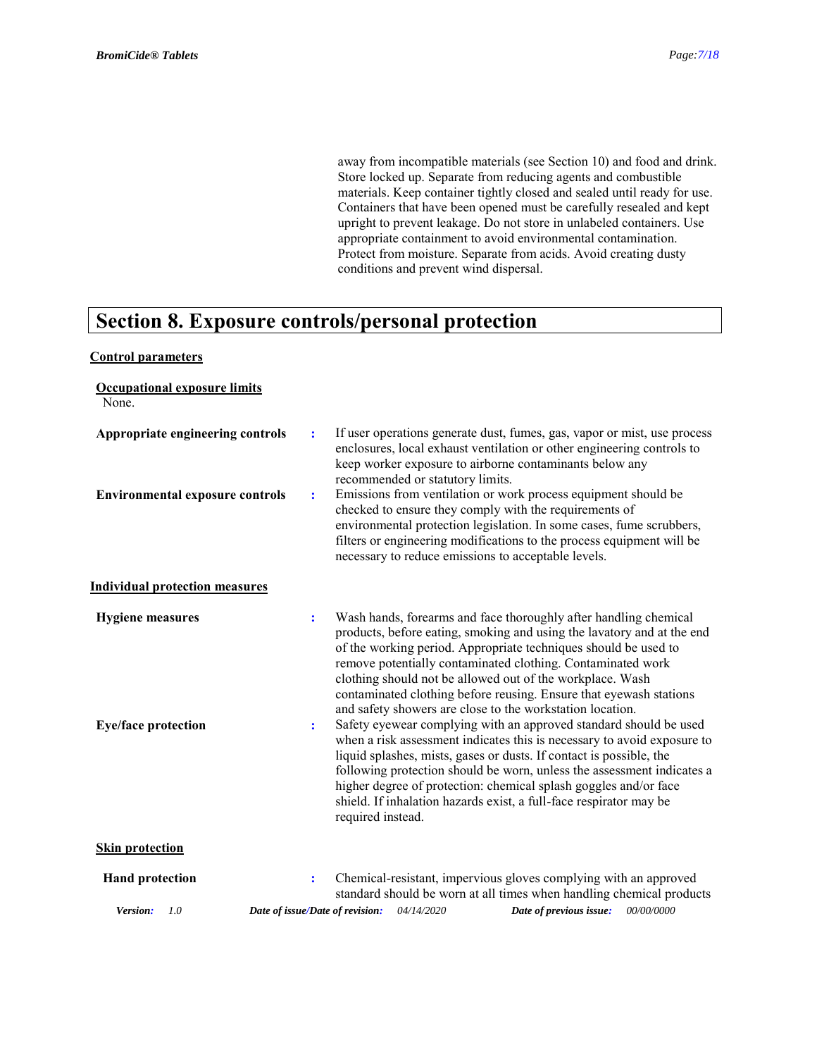away from incompatible materials (see Section 10) and food and drink. Store locked up. Separate from reducing agents and combustible materials. Keep container tightly closed and sealed until ready for use. Containers that have been opened must be carefully resealed and kept upright to prevent leakage. Do not store in unlabeled containers. Use appropriate containment to avoid environmental contamination. Protect from moisture. Separate from acids. Avoid creating dusty conditions and prevent wind dispersal.

# Section 8. Exposure controls/personal protection

## Control parameters

### Occupational exposure limits

None.

**Appropriate engineering controls** : If user operations generate dust, fumes, gas, vapor or mist, use process enclosures, local exhaust ventilation or other engineering controls to keep worker exposure to airborne contaminants below any recommended or statutory limits.

**Environmental exposure controls** : Emissions from ventilation or work process equipment should be checked to ensure they comply with the requirements of environmental protection legislation. In some cases, fume scrubbers, filters or engineering modifications to the process equipment will be necessary to reduce emissions to acceptable levels.

## Individual protection measures

**Hygiene measures** : Wash hands, forearms and face thoroughly after handling chemical products, before eating, smoking and using the lavatory and at the end of the working period. Appropriate techniques should be used to remove potentially contaminated clothing. Contaminated work clothing should not be allowed out of the workplace. Wash contaminated clothing before reusing. Ensure that eyewash stations and safety showers are close to the workstation location.

**Eye/face protection** : Safety eyewear complying with an approved standard should be used when a risk assessment indicates this is necessary to avoid exposure to liquid splashes, mists, gases or dusts. If contact is possible, the following protection should be worn, unless the assessment indicates a higher degree of protection: chemical splash goggles and/or face shield. If inhalation hazards exist, a full-face respirator may be required instead.

### Skin protection

**Hand protection** : Chemical-resistant, impervious gloves complying with an approved standard should be worn at all times when handling chemical products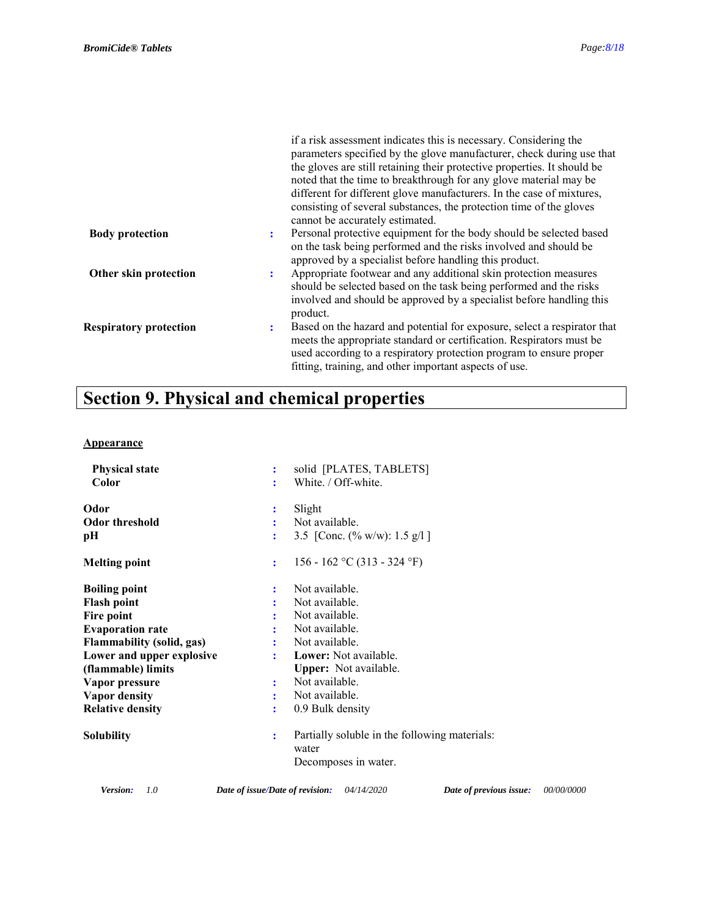if a risk assessment indicates this is necessary. Considering the parameters specified by the glove manufacturer, check during use that the gloves are still retaining their protective properties. It should be noted that the time to breakthrough for any glove material may be different for different glove manufacturers. In the case of mixtures, consisting of several substances, the protection time of the gloves cannot be accurately estimated.

**Body protection** : Personal protective equipment for the body should be selected based on the task being performed and the risks involved and should be approved by a specialist before handling this product.

**Other skin protection** : Appropriate footwear and any additional skin protection measures should be selected based on the task being performed and the risks involved and should be approved by a specialist before handling this product.

**Respiratory protection** : Based on the hazard and potential for exposure, select a respirator that meets the appropriate standard or certification. Respirators must be used according to a respiratory protection program to ensure proper fitting, training, and other important aspects of use.

# Section 9. Physical and chemical properties

**Appearance**

**Physical state** : solid [PLATES, TABLETS]

**Color** : White. / Off-white.

**Odor** : Slight

**Odor threshold** : Not available.

**pH** : 3.5 [Conc. (% w/w): 1.5 g/l ]

**Melting point** : 156 - 162 °C (313 - 324 °F)

**Boiling point** : Not available.

**Flash point** : Not available.

**Fire point** : Not available.

**Evaporation rate** : Not available.

**Flammability (solid, gas)** : Not available.

**Lower and upper explosive (flammable) limits** : **Lower:** Not available.
**Upper:** Not available.

**Vapor pressure** : Not available.

**Vapor density** : Not available.

**Relative density** : 0.9 Bulk density

**Solubility** : Partially soluble in the following materials:
water
Decomposes in water.

*Version: 1.0* *Date of issue/Date of revision: 04/14/2020* *Date of previous issue: 00/00/0000*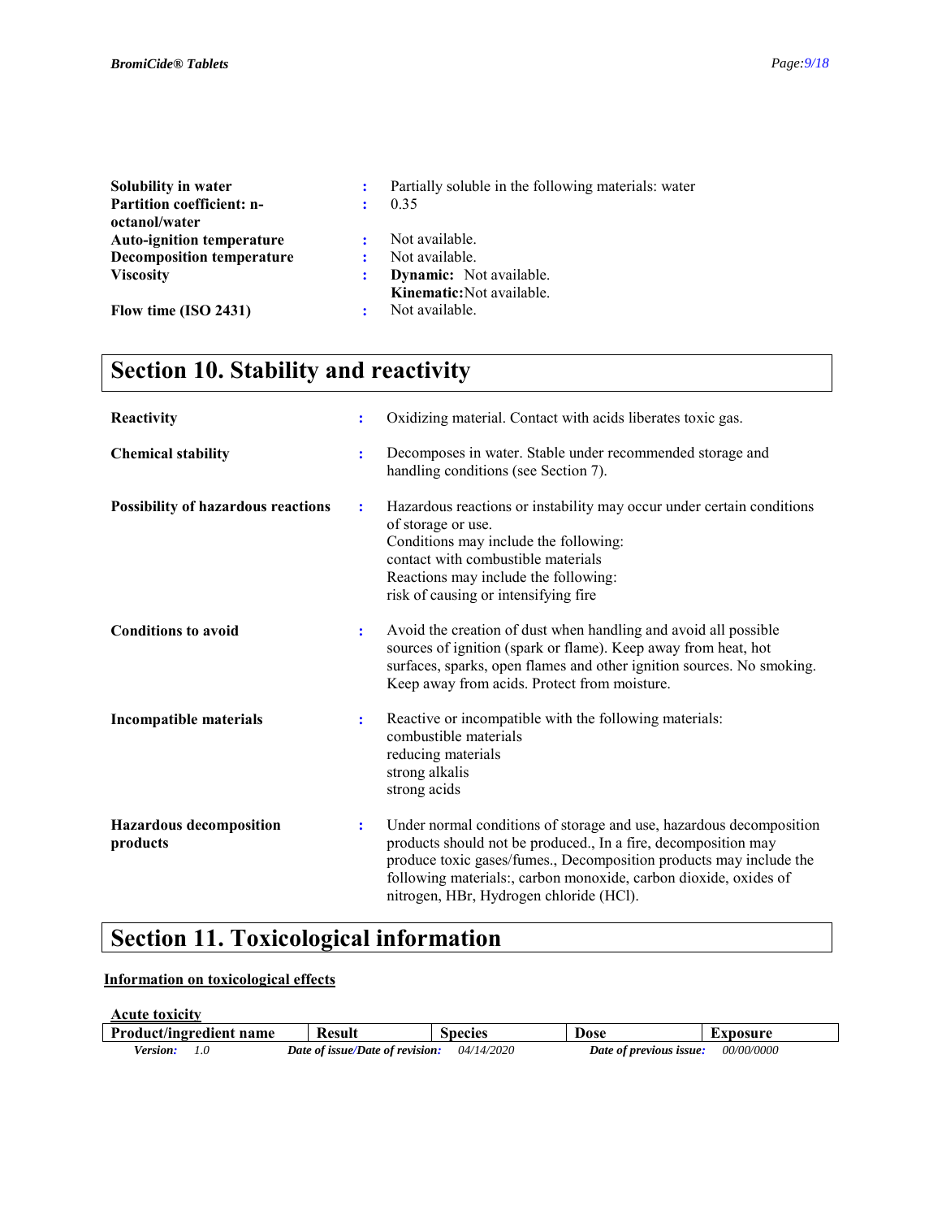| | | |
|---|---|---|
| **Solubility in water** | : | Partially soluble in the following materials: water |
| **Partition coefficient: n-octanol/water** | : | 0.35 |
| **Auto-ignition temperature** | : | Not available. |
| **Decomposition temperature** | : | Not available. |
| **Viscosity** | : | **Dynamic:** Not available.<br>**Kinematic:** Not available. |
| **Flow time (ISO 2431)** | : | Not available. |

# Section 10. Stability and reactivity

| | | |
|---|---|---|
| **Reactivity** | : | Oxidizing material. Contact with acids liberates toxic gas. |
| **Chemical stability** | : | Decomposes in water. Stable under recommended storage and handling conditions (see Section 7). |
| **Possibility of hazardous reactions** | : | Hazardous reactions or instability may occur under certain conditions of storage or use.<br>Conditions may include the following:<br>contact with combustible materials<br>Reactions may include the following:<br>risk of causing or intensifying fire |
| **Conditions to avoid** | : | Avoid the creation of dust when handling and avoid all possible sources of ignition (spark or flame). Keep away from heat, hot surfaces, sparks, open flames and other ignition sources. No smoking. Keep away from acids. Protect from moisture. |
| **Incompatible materials** | : | Reactive or incompatible with the following materials:<br>combustible materials<br>reducing materials<br>strong alkalis<br>strong acids |
| **Hazardous decomposition products** | : | Under normal conditions of storage and use, hazardous decomposition products should not be produced., In a fire, decomposition may produce toxic gases/fumes., Decomposition products may include the following materials:, carbon monoxide, carbon dioxide, oxides of nitrogen, HBr, Hydrogen chloride (HCl). |

# Section 11. Toxicological information

**Information on toxicological effects**

**Acute toxicity**

| Product/ingredient name | Result | Species | Dose | Exposure |
|---|---|---|---|---|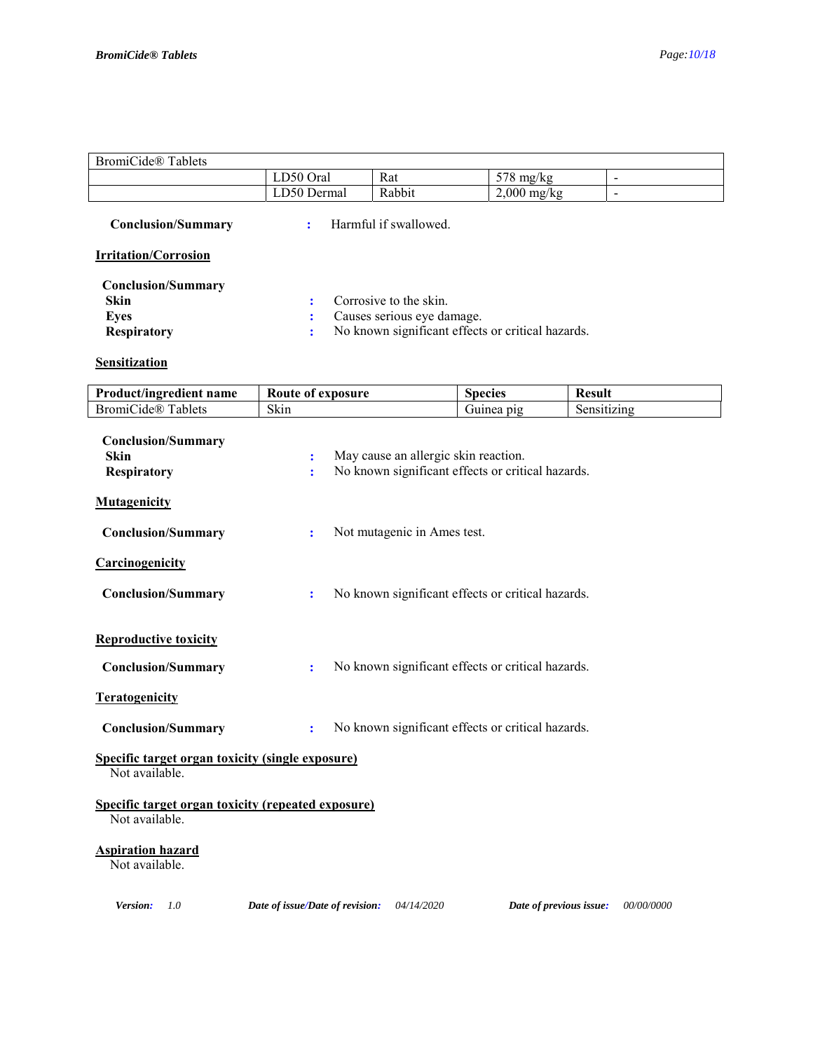| BromiCide® Tablets | | | | |
|---|---|---|---|---|
| | LD50 Oral | Rat | 578 mg/kg | - |
| | LD50 Dermal | Rabbit | 2,000 mg/kg | - |

**Conclusion/Summary** : Harmful if swallowed.

**Irritation/Corrosion**

**Conclusion/Summary**
**Skin** : Corrosive to the skin.
**Eyes** : Causes serious eye damage.
**Respiratory** : No known significant effects or critical hazards.

**Sensitization**

| Product/ingredient name | Route of exposure | Species | Result |
|---|---|---|---|
| BromiCide® Tablets | Skin | Guinea pig | Sensitizing |

**Conclusion/Summary**
**Skin** : May cause an allergic skin reaction.
**Respiratory** : No known significant effects or critical hazards.

**Mutagenicity**

**Conclusion/Summary** : Not mutagenic in Ames test.

**Carcinogenicity**

**Conclusion/Summary** : No known significant effects or critical hazards.

**Reproductive toxicity**

**Conclusion/Summary** : No known significant effects or critical hazards.

**Teratogenicity**

**Conclusion/Summary** : No known significant effects or critical hazards.

**Specific target organ toxicity (single exposure)**
Not available.

**Specific target organ toxicity (repeated exposure)**
Not available.

**Aspiration hazard**
Not available.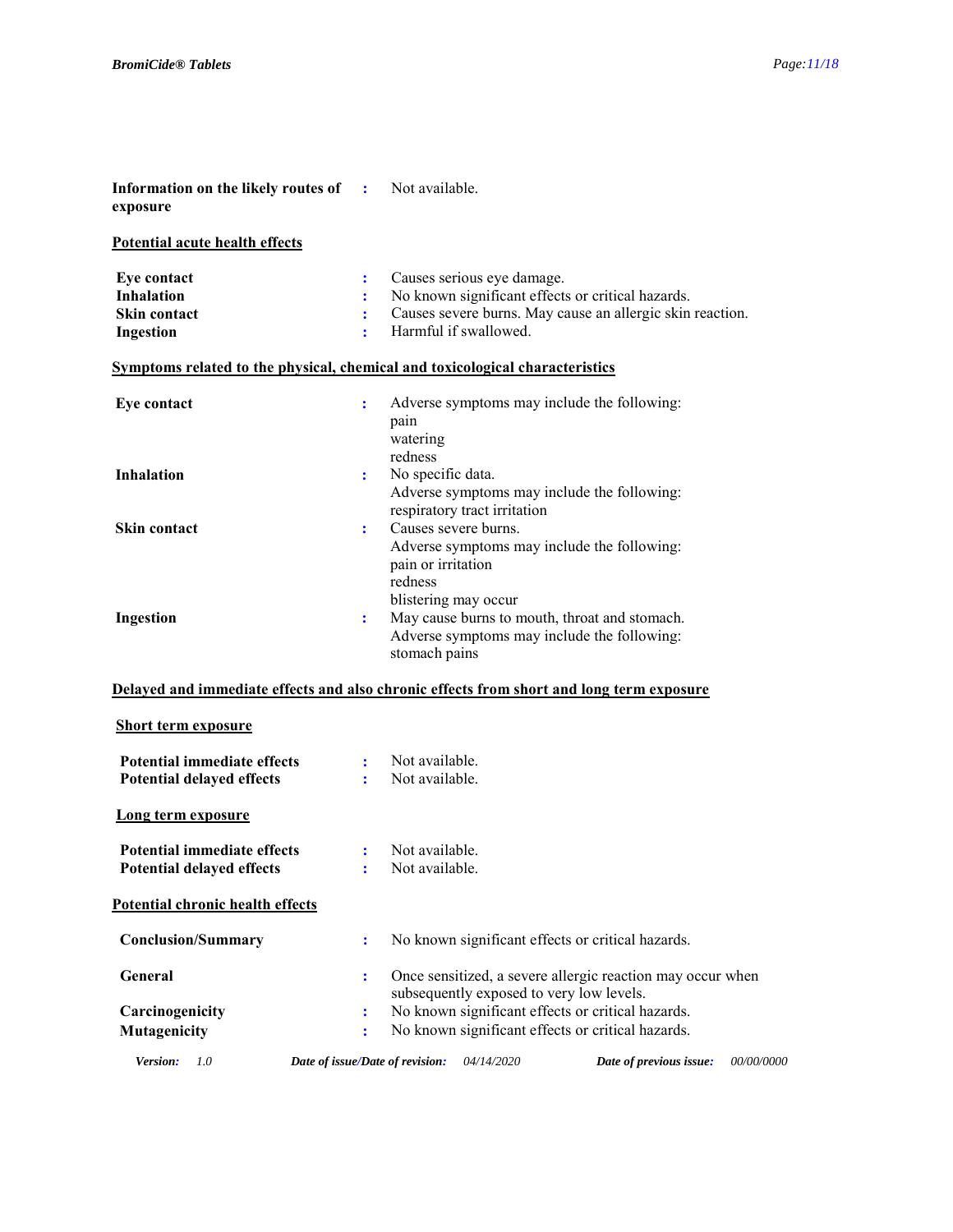**Information on the likely routes of exposure** : Not available.

**Potential acute health effects**

| | | |
|---|---|---|
| **Eye contact** | : | Causes serious eye damage. |
| **Inhalation** | : | No known significant effects or critical hazards. |
| **Skin contact** | : | Causes severe burns. May cause an allergic skin reaction. |
| **Ingestion** | : | Harmful if swallowed. |

**Symptoms related to the physical, chemical and toxicological characteristics**

| | | |
|---|---|---|
| **Eye contact** | : | Adverse symptoms may include the following:<br>pain<br>watering<br>redness |
| **Inhalation** | : | No specific data.<br>Adverse symptoms may include the following:<br>respiratory tract irritation |
| **Skin contact** | : | Causes severe burns.<br>Adverse symptoms may include the following:<br>pain or irritation<br>redness<br>blistering may occur |
| **Ingestion** | : | May cause burns to mouth, throat and stomach.<br>Adverse symptoms may include the following:<br>stomach pains |

**Delayed and immediate effects and also chronic effects from short and long term exposure**

**Short term exposure**

| | | |
|---|---|---|
| **Potential immediate effects** | : | Not available. |
| **Potential delayed effects** | : | Not available. |

**Long term exposure**

| | | |
|---|---|---|
| **Potential immediate effects** | : | Not available. |
| **Potential delayed effects** | : | Not available. |

**Potential chronic health effects**

| | | |
|---|---|---|
| **Conclusion/Summary** | : | No known significant effects or critical hazards. |
| **General** | : | Once sensitized, a severe allergic reaction may occur when subsequently exposed to very low levels. |
| **Carcinogenicity** | : | No known significant effects or critical hazards. |
| **Mutagenicity** | : | No known significant effects or critical hazards. |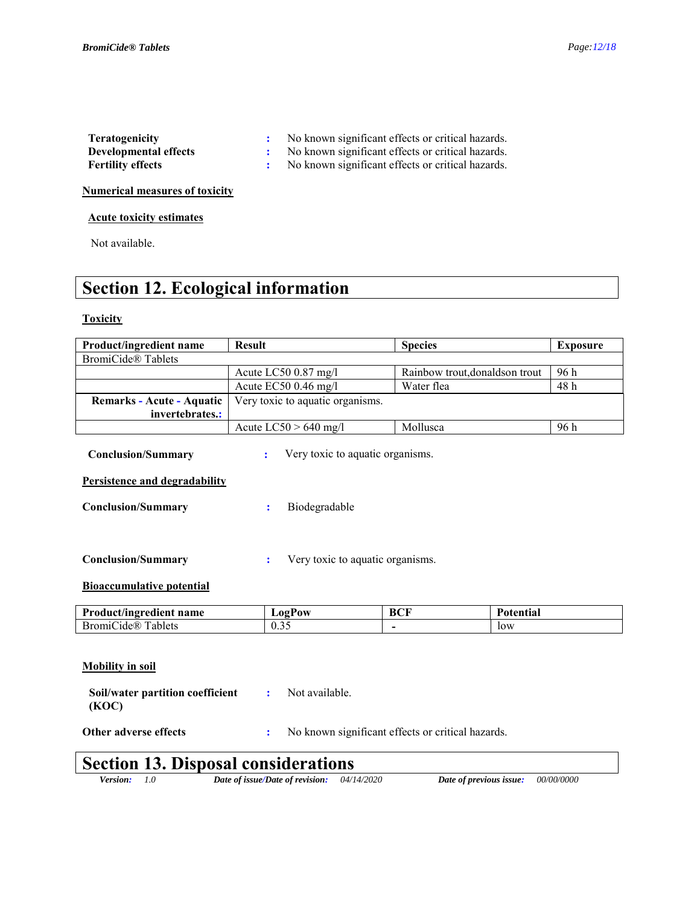**Teratogenicity** : No known significant effects or critical hazards.
**Developmental effects** : No known significant effects or critical hazards.
**Fertility effects** : No known significant effects or critical hazards.

**Numerical measures of toxicity**

**Acute toxicity estimates**

Not available.

# Section 12. Ecological information

**Toxicity**

| Product/ingredient name | Result | Species | Exposure |
|---|---|---|---|
| BromiCide® Tablets | | | |
| | Acute LC50 0.87 mg/l | Rainbow trout,donaldson trout | 96 h |
| | Acute EC50 0.46 mg/l | Water flea | 48 h |
| **Remarks - Acute - Aquatic invertebrates.:** | Very toxic to aquatic organisms. | | |
| | Acute LC50 > 640 mg/l | Mollusca | 96 h |

**Conclusion/Summary** : Very toxic to aquatic organisms.

**Persistence and degradability**

**Conclusion/Summary** : Biodegradable

**Conclusion/Summary** : Very toxic to aquatic organisms.

**Bioaccumulative potential**

| Product/ingredient name | LogPow | BCF | Potential |
|---|---|---|---|
| BromiCide® Tablets | 0.35 | - | low |

**Mobility in soil**

**Soil/water partition coefficient (KOC)** : Not available.

**Other adverse effects** : No known significant effects or critical hazards.

# Section 13. Disposal considerations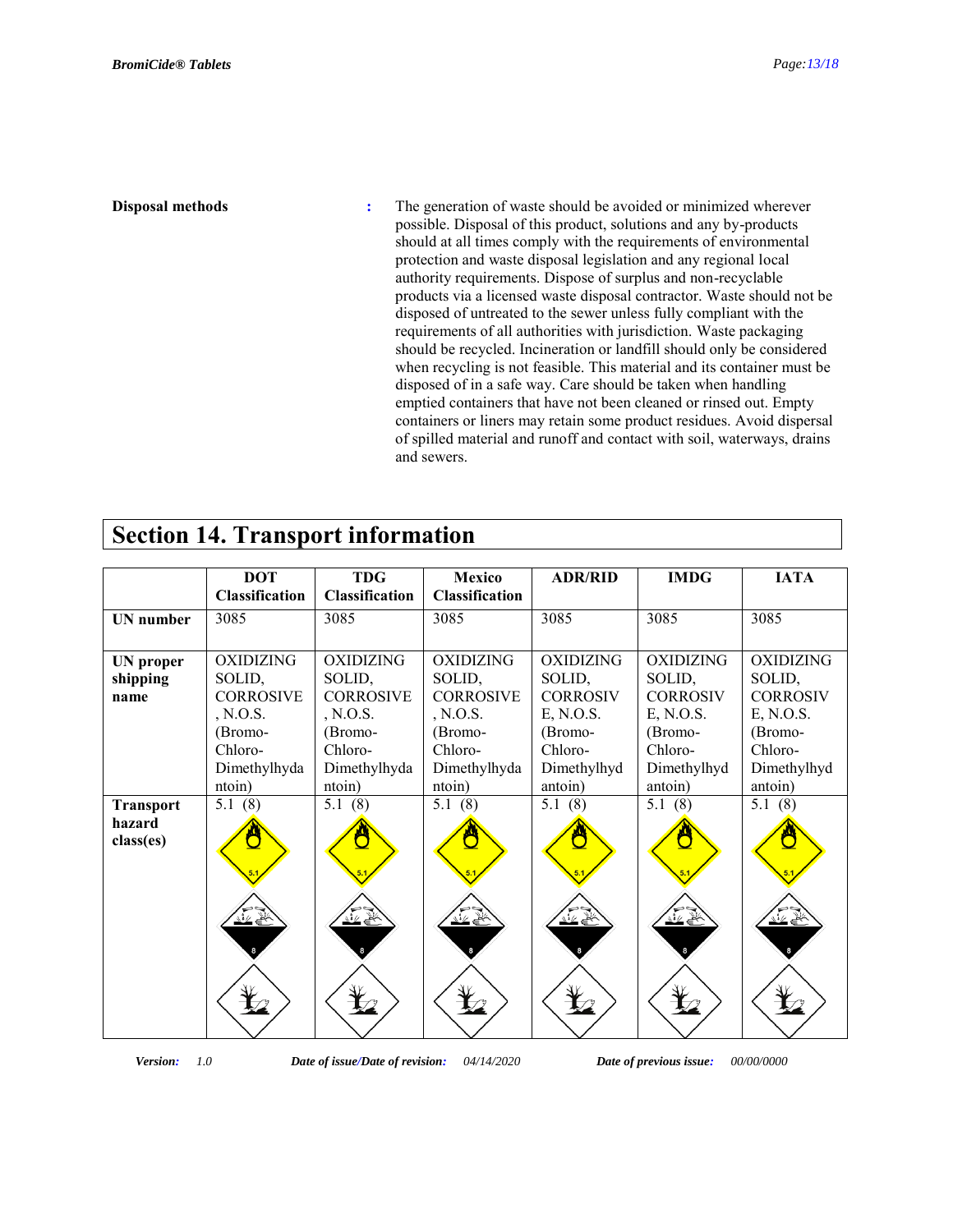**Disposal methods** : The generation of waste should be avoided or minimized wherever possible. Disposal of this product, solutions and any by-products should at all times comply with the requirements of environmental protection and waste disposal legislation and any regional local authority requirements. Dispose of surplus and non-recyclable products via a licensed waste disposal contractor. Waste should not be disposed of untreated to the sewer unless fully compliant with the requirements of all authorities with jurisdiction. Waste packaging should be recycled. Incineration or landfill should only be considered when recycling is not feasible. This material and its container must be disposed of in a safe way. Care should be taken when handling emptied containers that have not been cleaned or rinsed out. Empty containers or liners may retain some product residues. Avoid dispersal of spilled material and runoff and contact with soil, waterways, drains and sewers.

## Section 14. Transport information

| | DOT Classification | TDG Classification | Mexico Classification | ADR/RID | IMDG | IATA |
|---|---|---|---|---|---|---|
| **UN number** | 3085 | 3085 | 3085 | 3085 | 3085 | 3085 |
| **UN proper shipping name** | OXIDIZING SOLID, CORROSIVE, N.O.S. (Bromo-Chloro-Dimethylhydantoin) | OXIDIZING SOLID, CORROSIVE, N.O.S. (Bromo-Chloro-Dimethylhydantoin) | OXIDIZING SOLID, CORROSIVE, N.O.S. (Bromo-Chloro-Dimethylhydantoin) | OXIDIZING SOLID, CORROSIVE, N.O.S. (Bromo-Chloro-Dimethylhydantoin) | OXIDIZING SOLID, CORROSIVE, N.O.S. (Bromo-Chloro-Dimethylhydantoin) | OXIDIZING SOLID, CORROSIVE, N.O.S. (Bromo-Chloro-Dimethylhydantoin) |
| **Transport hazard class(es)** | 5.1 (8) | 5.1 (8) | 5.1 (8) | 5.1 (8) | 5.1 (8) | 5.1 (8) |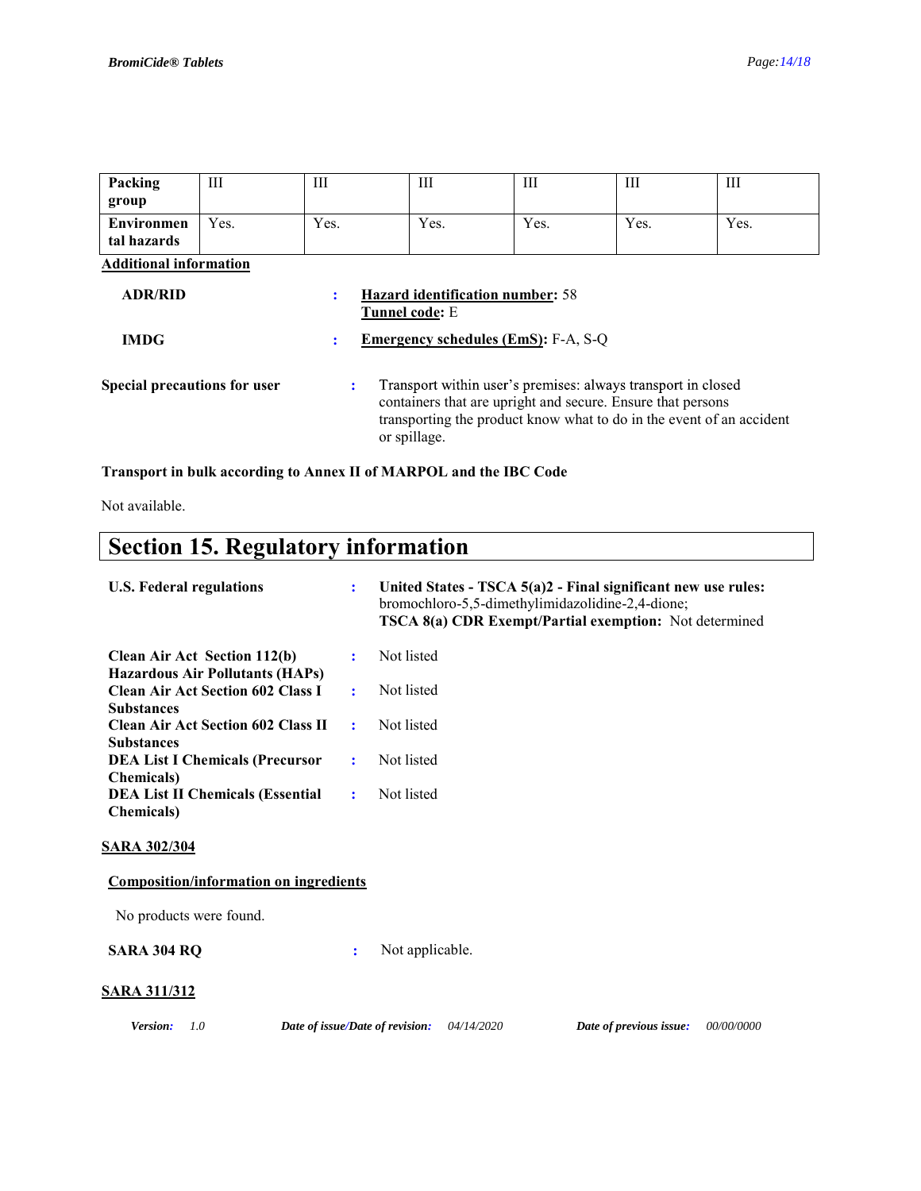| Packing group | III | III | III | III | III | III |
|---|---|---|---|---|---|---|
| Environmental hazards | Yes. | Yes. | Yes. | Yes. | Yes. | Yes. |

**Additional information**

**ADR/RID** : **Hazard identification number:** 58
**Tunnel code:** E

**IMDG** : **Emergency schedules (EmS):** F-A, S-Q

**Special precautions for user** : Transport within user's premises: always transport in closed containers that are upright and secure. Ensure that persons transporting the product know what to do in the event of an accident or spillage.

**Transport in bulk according to Annex II of MARPOL and the IBC Code**

Not available.

# Section 15. Regulatory information

**U.S. Federal regulations** : **United States - TSCA 5(a)2 - Final significant new use rules:** bromochloro-5,5-dimethylimidazolidine-2,4-dione;
**TSCA 8(a) CDR Exempt/Partial exemption:** Not determined

**Clean Air Act Section 112(b) Hazardous Air Pollutants (HAPs)** : Not listed

**Clean Air Act Section 602 Class I Substances** : Not listed

**Clean Air Act Section 602 Class II Substances** : Not listed

**DEA List I Chemicals (Precursor Chemicals)** : Not listed

**DEA List II Chemicals (Essential Chemicals)** : Not listed

**SARA 302/304**

**Composition/information on ingredients**

No products were found.

**SARA 304 RQ** : Not applicable.

**SARA 311/312**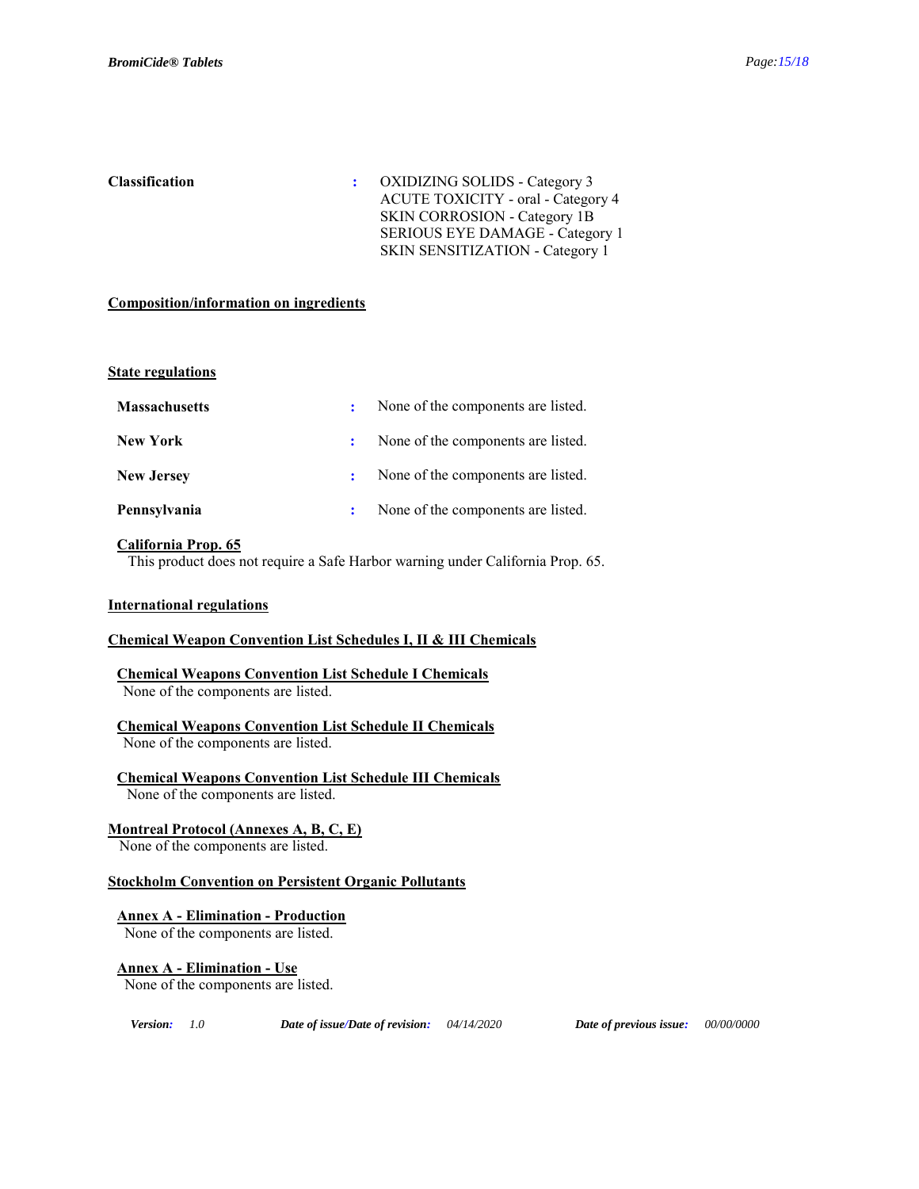**Classification** : OXIDIZING SOLIDS - Category 3
ACUTE TOXICITY - oral - Category 4
SKIN CORROSION - Category 1B
SERIOUS EYE DAMAGE - Category 1
SKIN SENSITIZATION - Category 1

**Composition/information on ingredients**

**State regulations**

| | | |
|---|---|---|
| **Massachusetts** | : | None of the components are listed. |
| **New York** | : | None of the components are listed. |
| **New Jersey** | : | None of the components are listed. |
| **Pennsylvania** | : | None of the components are listed. |

**California Prop. 65**

This product does not require a Safe Harbor warning under California Prop. 65.

**International regulations**

**Chemical Weapon Convention List Schedules I, II & III Chemicals**

**Chemical Weapons Convention List Schedule I Chemicals**

None of the components are listed.

**Chemical Weapons Convention List Schedule II Chemicals**

None of the components are listed.

**Chemical Weapons Convention List Schedule III Chemicals**

None of the components are listed.

**Montreal Protocol (Annexes A, B, C, E)**

None of the components are listed.

**Stockholm Convention on Persistent Organic Pollutants**

**Annex A - Elimination - Production**

None of the components are listed.

**Annex A - Elimination - Use**

None of the components are listed.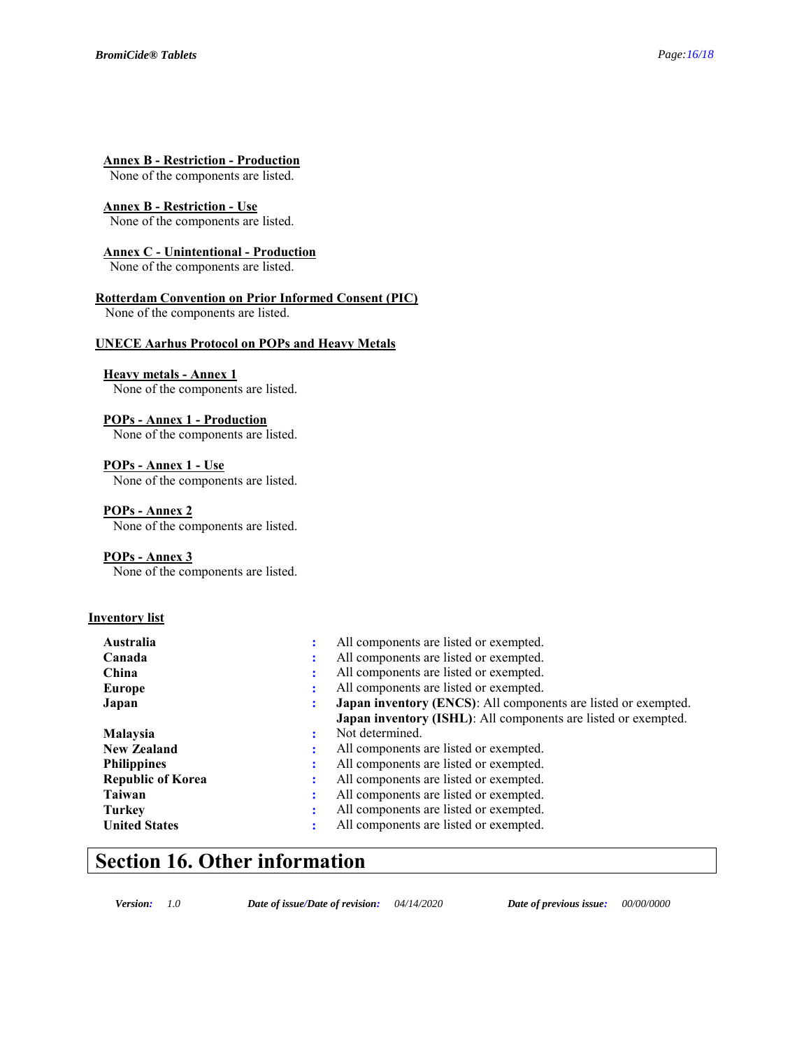**Annex B - Restriction - Production**

None of the components are listed.

**Annex B - Restriction - Use**

None of the components are listed.

**Annex C - Unintentional - Production**

None of the components are listed.

**Rotterdam Convention on Prior Informed Consent (PIC)**

None of the components are listed.

**UNECE Aarhus Protocol on POPs and Heavy Metals**

**Heavy metals - Annex 1**

None of the components are listed.

**POPs - Annex 1 - Production**

None of the components are listed.

**POPs - Annex 1 - Use**

None of the components are listed.

**POPs - Annex 2**

None of the components are listed.

**POPs - Annex 3**

None of the components are listed.

**Inventory list**

| | | |
|---|---|---|
| **Australia** | : | All components are listed or exempted. |
| **Canada** | : | All components are listed or exempted. |
| **China** | : | All components are listed or exempted. |
| **Europe** | : | All components are listed or exempted. |
| **Japan** | : | **Japan inventory (ENCS)**: All components are listed or exempted.<br>**Japan inventory (ISHL)**: All components are listed or exempted. |
| **Malaysia** | : | Not determined. |
| **New Zealand** | : | All components are listed or exempted. |
| **Philippines** | : | All components are listed or exempted. |
| **Republic of Korea** | : | All components are listed or exempted. |
| **Taiwan** | : | All components are listed or exempted. |
| **Turkey** | : | All components are listed or exempted. |
| **United States** | : | All components are listed or exempted. |

# Section 16. Other information

*Version:* 1.0 *Date of issue/Date of revision:* 04/14/2020 *Date of previous issue:* 00/00/0000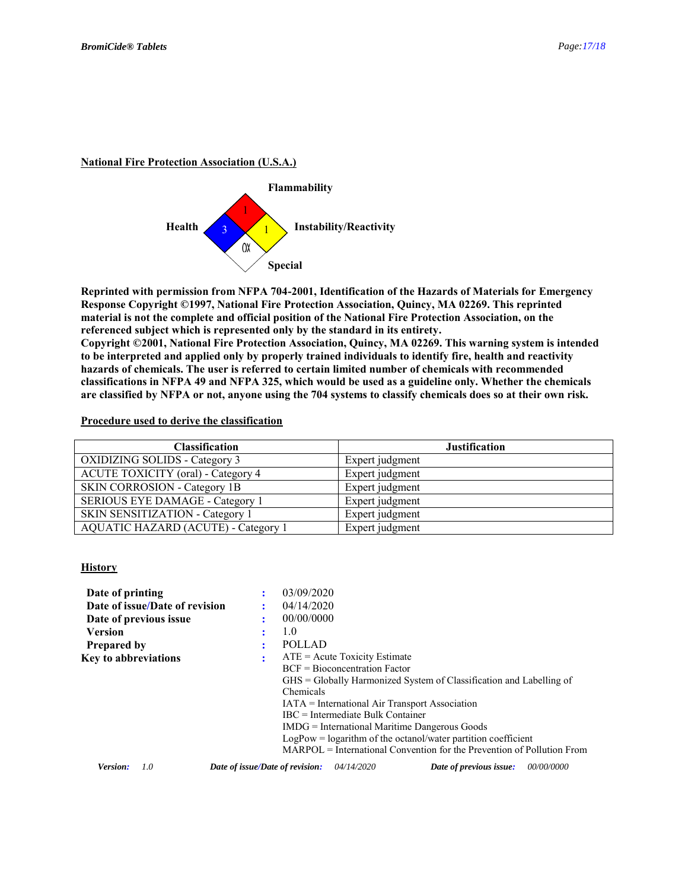**National Fire Protection Association (U.S.A.)**

Flammability: 1
Health: 3
Instability/Reactivity: 1
Special: OX

**Reprinted with permission from NFPA 704-2001, Identification of the Hazards of Materials for Emergency Response Copyright ©1997, National Fire Protection Association, Quincy, MA 02269. This reprinted material is not the complete and official position of the National Fire Protection Association, on the referenced subject which is represented only by the standard in its entirety.**
**Copyright ©2001, National Fire Protection Association, Quincy, MA 02269. This warning system is intended to be interpreted and applied only by properly trained individuals to identify fire, health and reactivity hazards of chemicals. The user is referred to certain limited number of chemicals with recommended classifications in NFPA 49 and NFPA 325, which would be used as a guideline only. Whether the chemicals are classified by NFPA or not, anyone using the 704 systems to classify chemicals does so at their own risk.**

**Procedure used to derive the classification**

| Classification | Justification |
|---|---|
| OXIDIZING SOLIDS - Category 3 | Expert judgment |
| ACUTE TOXICITY (oral) - Category 4 | Expert judgment |
| SKIN CORROSION - Category 1B | Expert judgment |
| SERIOUS EYE DAMAGE - Category 1 | Expert judgment |
| SKIN SENSITIZATION - Category 1 | Expert judgment |
| AQUATIC HAZARD (ACUTE) - Category 1 | Expert judgment |

**History**

**Date of printing** : 03/09/2020
**Date of issue/Date of revision** : 04/14/2020
**Date of previous issue** : 00/00/0000
**Version** : 1.0
**Prepared by** : POLLAD
**Key to abbreviations** : ATE = Acute Toxicity Estimate
BCF = Bioconcentration Factor
GHS = Globally Harmonized System of Classification and Labelling of Chemicals
IATA = International Air Transport Association
IBC = Intermediate Bulk Container
IMDG = International Maritime Dangerous Goods
LogPow = logarithm of the octanol/water partition coefficient
MARPOL = International Convention for the Prevention of Pollution From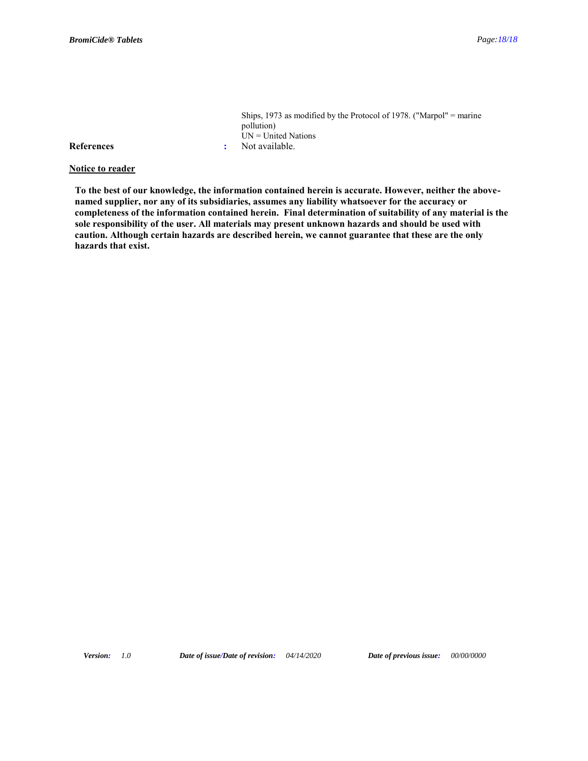Ships, 1973 as modified by the Protocol of 1978. ("Marpol" = marine pollution)
UN = United Nations

**References** : Not available.

**Notice to reader**

**To the best of our knowledge, the information contained herein is accurate. However, neither the above-named supplier, nor any of its subsidiaries, assumes any liability whatsoever for the accuracy or completeness of the information contained herein. Final determination of suitability of any material is the sole responsibility of the user. All materials may present unknown hazards and should be used with caution. Although certain hazards are described herein, we cannot guarantee that these are the only hazards that exist.**